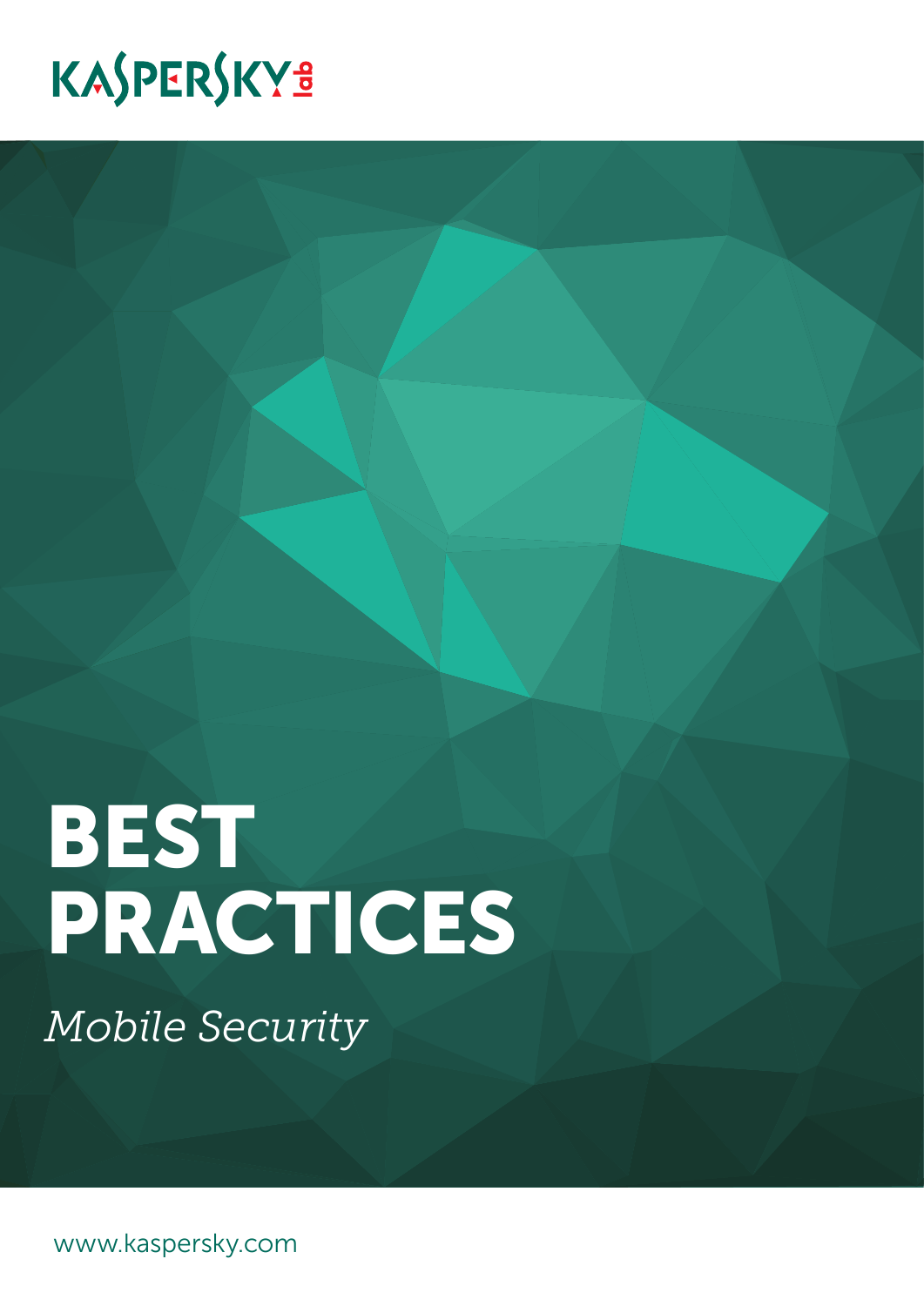KASPERSKY lab

# BEST PRACTICES

*Mobile Security*

www.kaspersky.com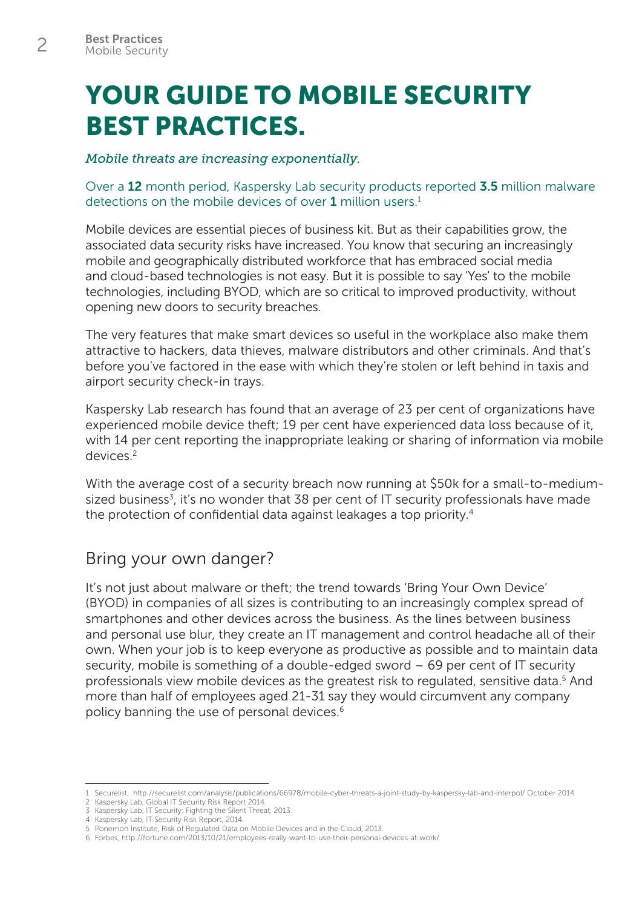# YOUR GUIDE TO MOBILE SECURITY BEST PRACTICES.

*Mobile threats are increasing exponentially.*

Over a **12** month period, Kaspersky Lab security products reported **3.5** million malware detections on the mobile devices of over **1** million users.[1]

Mobile devices are essential pieces of business kit. But as their capabilities grow, the associated data security risks have increased. You know that securing an increasingly mobile and geographically distributed workforce that has embraced social media and cloud-based technologies is not easy. But it is possible to say 'Yes' to the mobile technologies, including BYOD, which are so critical to improved productivity, without opening new doors to security breaches.

The very features that make smart devices so useful in the workplace also make them attractive to hackers, data thieves, malware distributors and other criminals. And that's before you've factored in the ease with which they're stolen or left behind in taxis and airport security check-in trays.

Kaspersky Lab research has found that an average of 23 per cent of organizations have experienced mobile device theft; 19 per cent have experienced data loss because of it, with 14 per cent reporting the inappropriate leaking or sharing of information via mobile devices.[2]

With the average cost of a security breach now running at $50k for a small-to-medium-sized business[3], it's no wonder that 38 per cent of IT security professionals have made the protection of confidential data against leakages a top priority.[4]

## Bring your own danger?

It's not just about malware or theft; the trend towards 'Bring Your Own Device' (BYOD) in companies of all sizes is contributing to an increasingly complex spread of smartphones and other devices across the business. As the lines between business and personal use blur, they create an IT management and control headache all of their own. When your job is to keep everyone as productive as possible and to maintain data security, mobile is something of a double-edged sword – 69 per cent of IT security professionals view mobile devices as the greatest risk to regulated, sensitive data.[5] And more than half of employees aged 21-31 say they would circumvent any company policy banning the use of personal devices.[6]

---

1 Securelist, http://securelist.com/analysis/publications/66978/mobile-cyber-threats-a-joint-study-by-kaspersky-lab-and-interpol/ October 2014.
2 Kaspersky Lab, Global IT Security Risk Report 2014.
3 Kaspersky Lab, IT Security: Fighting the Silent Threat, 2013.
4 Kaspersky Lab, IT Security Risk Report, 2014.
5 Ponemon Institute, Risk of Regulated Data on Mobile Devices and in the Cloud, 2013.
6 Forbes, http://fortune.com/2013/10/21/employees-really-want-to-use-their-personal-devices-at-work/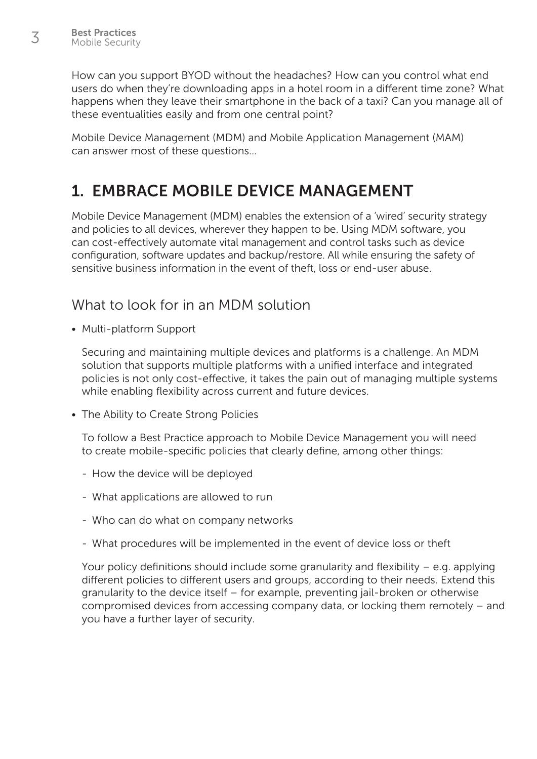How can you support BYOD without the headaches? How can you control what end users do when they're downloading apps in a hotel room in a different time zone? What happens when they leave their smartphone in the back of a taxi? Can you manage all of these eventualities easily and from one central point?

Mobile Device Management (MDM) and Mobile Application Management (MAM) can answer most of these questions...

## 1. EMBRACE MOBILE DEVICE MANAGEMENT

Mobile Device Management (MDM) enables the extension of a 'wired' security strategy and policies to all devices, wherever they happen to be. Using MDM software, you can cost-effectively automate vital management and control tasks such as device configuration, software updates and backup/restore. All while ensuring the safety of sensitive business information in the event of theft, loss or end-user abuse.

### What to look for in an MDM solution

- Multi-platform Support

  Securing and maintaining multiple devices and platforms is a challenge. An MDM solution that supports multiple platforms with a unified interface and integrated policies is not only cost-effective, it takes the pain out of managing multiple systems while enabling flexibility across current and future devices.

- The Ability to Create Strong Policies

  To follow a Best Practice approach to Mobile Device Management you will need to create mobile-specific policies that clearly define, among other things:

  - How the device will be deployed
  - What applications are allowed to run
  - Who can do what on company networks
  - What procedures will be implemented in the event of device loss or theft

  Your policy definitions should include some granularity and flexibility – e.g. applying different policies to different users and groups, according to their needs. Extend this granularity to the device itself – for example, preventing jail-broken or otherwise compromised devices from accessing company data, or locking them remotely – and you have a further layer of security.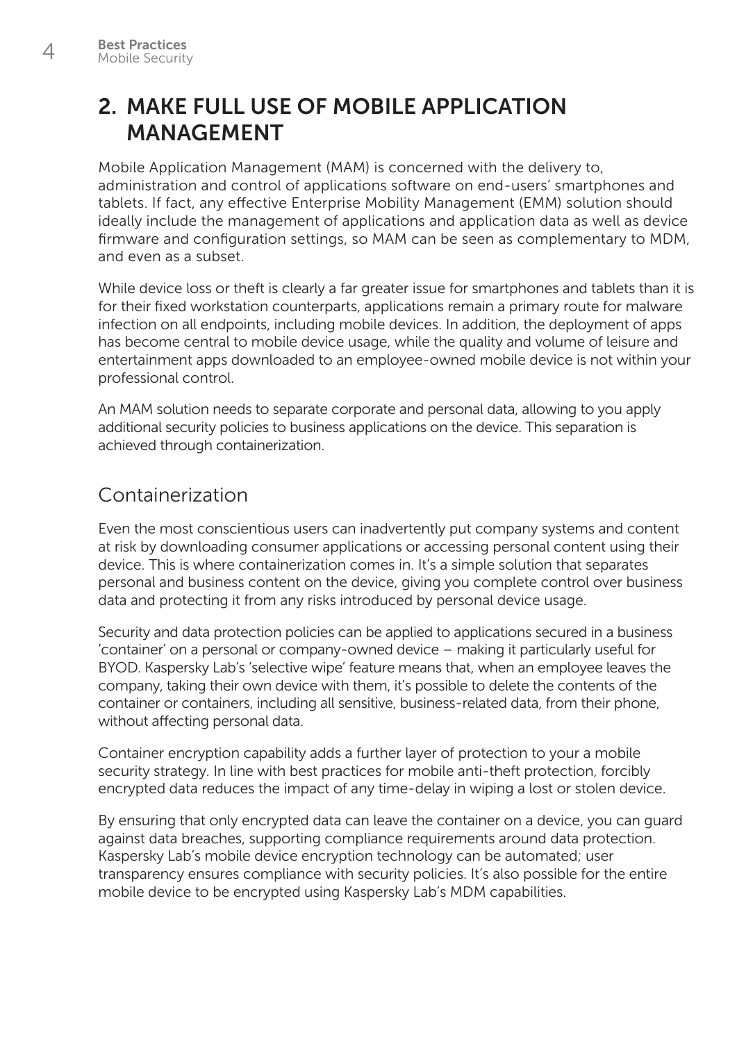## 2. MAKE FULL USE OF MOBILE APPLICATION MANAGEMENT

Mobile Application Management (MAM) is concerned with the delivery to, administration and control of applications software on end-users' smartphones and tablets. If fact, any effective Enterprise Mobility Management (EMM) solution should ideally include the management of applications and application data as well as device firmware and configuration settings, so MAM can be seen as complementary to MDM, and even as a subset.

While device loss or theft is clearly a far greater issue for smartphones and tablets than it is for their fixed workstation counterparts, applications remain a primary route for malware infection on all endpoints, including mobile devices. In addition, the deployment of apps has become central to mobile device usage, while the quality and volume of leisure and entertainment apps downloaded to an employee-owned mobile device is not within your professional control.

An MAM solution needs to separate corporate and personal data, allowing to you apply additional security policies to business applications on the device. This separation is achieved through containerization.

### Containerization

Even the most conscientious users can inadvertently put company systems and content at risk by downloading consumer applications or accessing personal content using their device. This is where containerization comes in. It's a simple solution that separates personal and business content on the device, giving you complete control over business data and protecting it from any risks introduced by personal device usage.

Security and data protection policies can be applied to applications secured in a business 'container' on a personal or company-owned device – making it particularly useful for BYOD. Kaspersky Lab's 'selective wipe' feature means that, when an employee leaves the company, taking their own device with them, it's possible to delete the contents of the container or containers, including all sensitive, business-related data, from their phone, without affecting personal data.

Container encryption capability adds a further layer of protection to your a mobile security strategy. In line with best practices for mobile anti-theft protection, forcibly encrypted data reduces the impact of any time-delay in wiping a lost or stolen device.

By ensuring that only encrypted data can leave the container on a device, you can guard against data breaches, supporting compliance requirements around data protection. Kaspersky Lab's mobile device encryption technology can be automated; user transparency ensures compliance with security policies. It's also possible for the entire mobile device to be encrypted using Kaspersky Lab's MDM capabilities.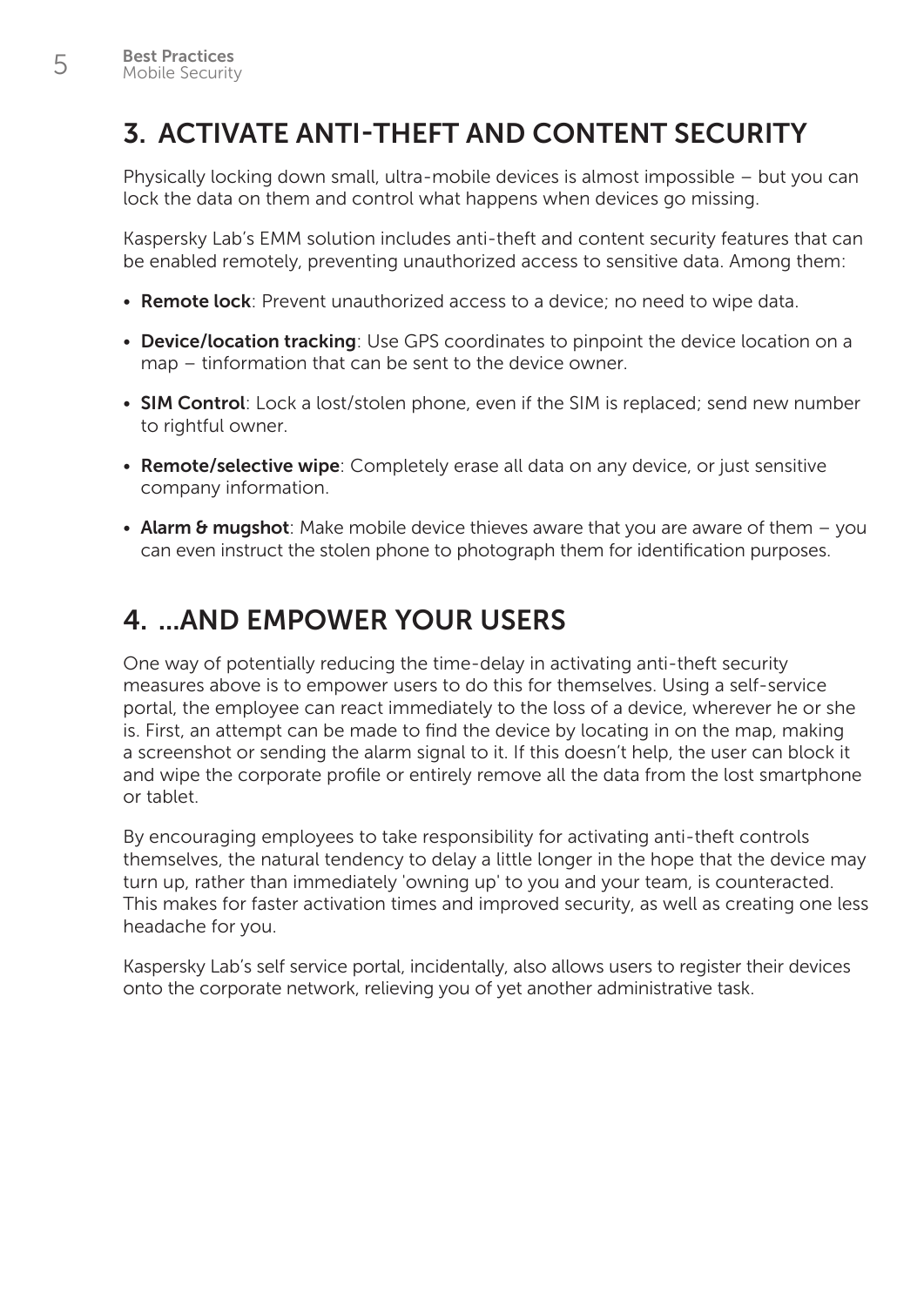## 3. ACTIVATE ANTI-THEFT AND CONTENT SECURITY

Physically locking down small, ultra-mobile devices is almost impossible – but you can lock the data on them and control what happens when devices go missing.

Kaspersky Lab's EMM solution includes anti-theft and content security features that can be enabled remotely, preventing unauthorized access to sensitive data. Among them:

- **Remote lock**: Prevent unauthorized access to a device; no need to wipe data.
- **Device/location tracking**: Use GPS coordinates to pinpoint the device location on a map – tinformation that can be sent to the device owner.
- **SIM Control**: Lock a lost/stolen phone, even if the SIM is replaced; send new number to rightful owner.
- **Remote/selective wipe**: Completely erase all data on any device, or just sensitive company information.
- **Alarm & mugshot**: Make mobile device thieves aware that you are aware of them – you can even instruct the stolen phone to photograph them for identification purposes.

## 4. ...AND EMPOWER YOUR USERS

One way of potentially reducing the time-delay in activating anti-theft security measures above is to empower users to do this for themselves. Using a self-service portal, the employee can react immediately to the loss of a device, wherever he or she is. First, an attempt can be made to find the device by locating in on the map, making a screenshot or sending the alarm signal to it. If this doesn't help, the user can block it and wipe the corporate profile or entirely remove all the data from the lost smartphone or tablet.

By encouraging employees to take responsibility for activating anti-theft controls themselves, the natural tendency to delay a little longer in the hope that the device may turn up, rather than immediately 'owning up' to you and your team, is counteracted. This makes for faster activation times and improved security, as well as creating one less headache for you.

Kaspersky Lab's self service portal, incidentally, also allows users to register their devices onto the corporate network, relieving you of yet another administrative task.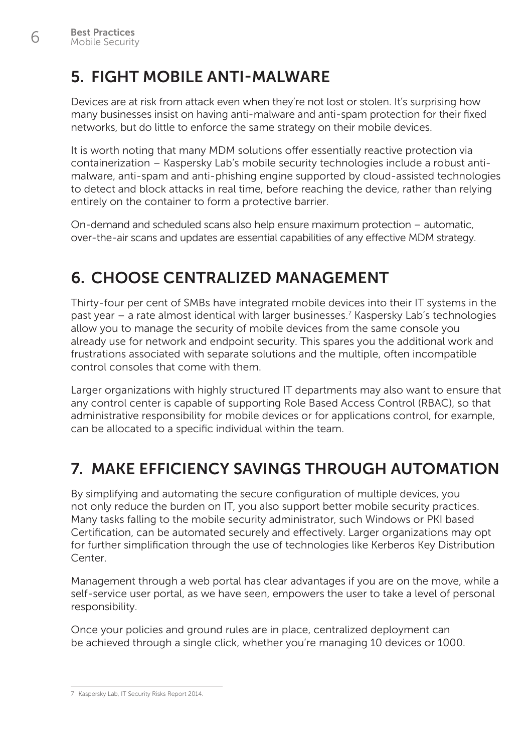## 5. FIGHT MOBILE ANTI-MALWARE

Devices are at risk from attack even when they're not lost or stolen. It's surprising how many businesses insist on having anti-malware and anti-spam protection for their fixed networks, but do little to enforce the same strategy on their mobile devices.

It is worth noting that many MDM solutions offer essentially reactive protection via containerization – Kaspersky Lab's mobile security technologies include a robust anti-malware, anti-spam and anti-phishing engine supported by cloud-assisted technologies to detect and block attacks in real time, before reaching the device, rather than relying entirely on the container to form a protective barrier.

On-demand and scheduled scans also help ensure maximum protection – automatic, over-the-air scans and updates are essential capabilities of any effective MDM strategy.

## 6. CHOOSE CENTRALIZED MANAGEMENT

Thirty-four per cent of SMBs have integrated mobile devices into their IT systems in the past year – a rate almost identical with larger businesses.[7] Kaspersky Lab's technologies allow you to manage the security of mobile devices from the same console you already use for network and endpoint security. This spares you the additional work and frustrations associated with separate solutions and the multiple, often incompatible control consoles that come with them.

Larger organizations with highly structured IT departments may also want to ensure that any control center is capable of supporting Role Based Access Control (RBAC), so that administrative responsibility for mobile devices or for applications control, for example, can be allocated to a specific individual within the team.

## 7. MAKE EFFICIENCY SAVINGS THROUGH AUTOMATION

By simplifying and automating the secure configuration of multiple devices, you not only reduce the burden on IT, you also support better mobile security practices. Many tasks falling to the mobile security administrator, such Windows or PKI based Certification, can be automated securely and effectively. Larger organizations may opt for further simplification through the use of technologies like Kerberos Key Distribution Center.

Management through a web portal has clear advantages if you are on the move, while a self-service user portal, as we have seen, empowers the user to take a level of personal responsibility.

Once your policies and ground rules are in place, centralized deployment can be achieved through a single click, whether you're managing 10 devices or 1000.

---

7 Kaspersky Lab, IT Security Risks Report 2014.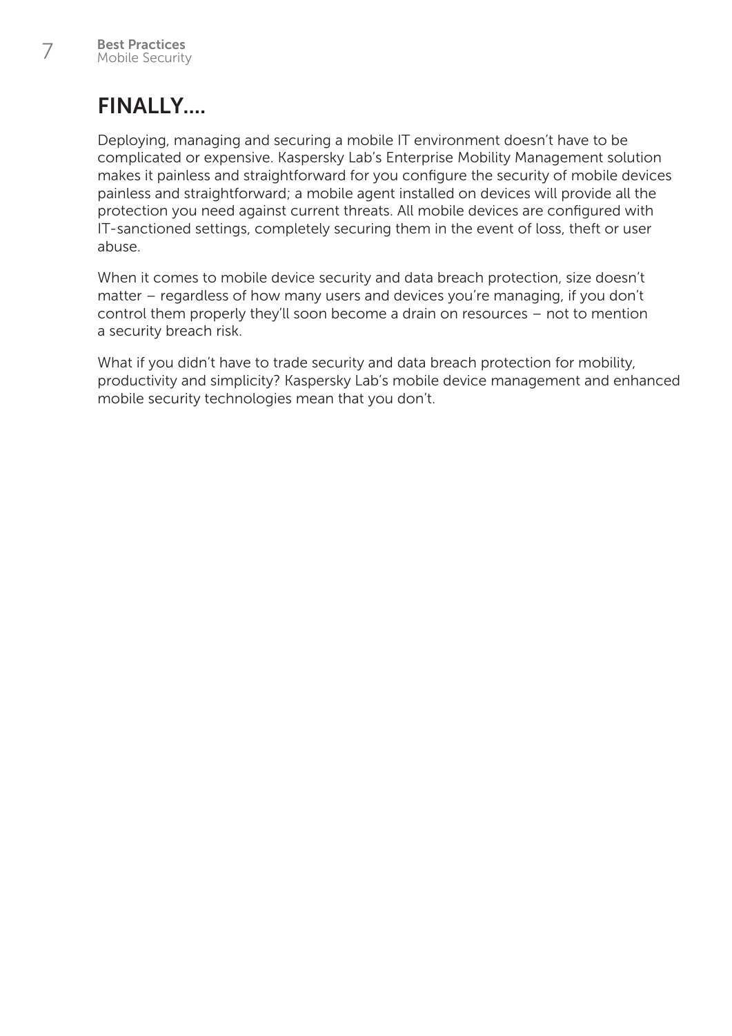# FINALLY....

Deploying, managing and securing a mobile IT environment doesn't have to be complicated or expensive. Kaspersky Lab's Enterprise Mobility Management solution makes it painless and straightforward for you configure the security of mobile devices painless and straightforward; a mobile agent installed on devices will provide all the protection you need against current threats. All mobile devices are configured with IT-sanctioned settings, completely securing them in the event of loss, theft or user abuse.

When it comes to mobile device security and data breach protection, size doesn't matter – regardless of how many users and devices you're managing, if you don't control them properly they'll soon become a drain on resources – not to mention a security breach risk.

What if you didn't have to trade security and data breach protection for mobility, productivity and simplicity? Kaspersky Lab's mobile device management and enhanced mobile security technologies mean that you don't.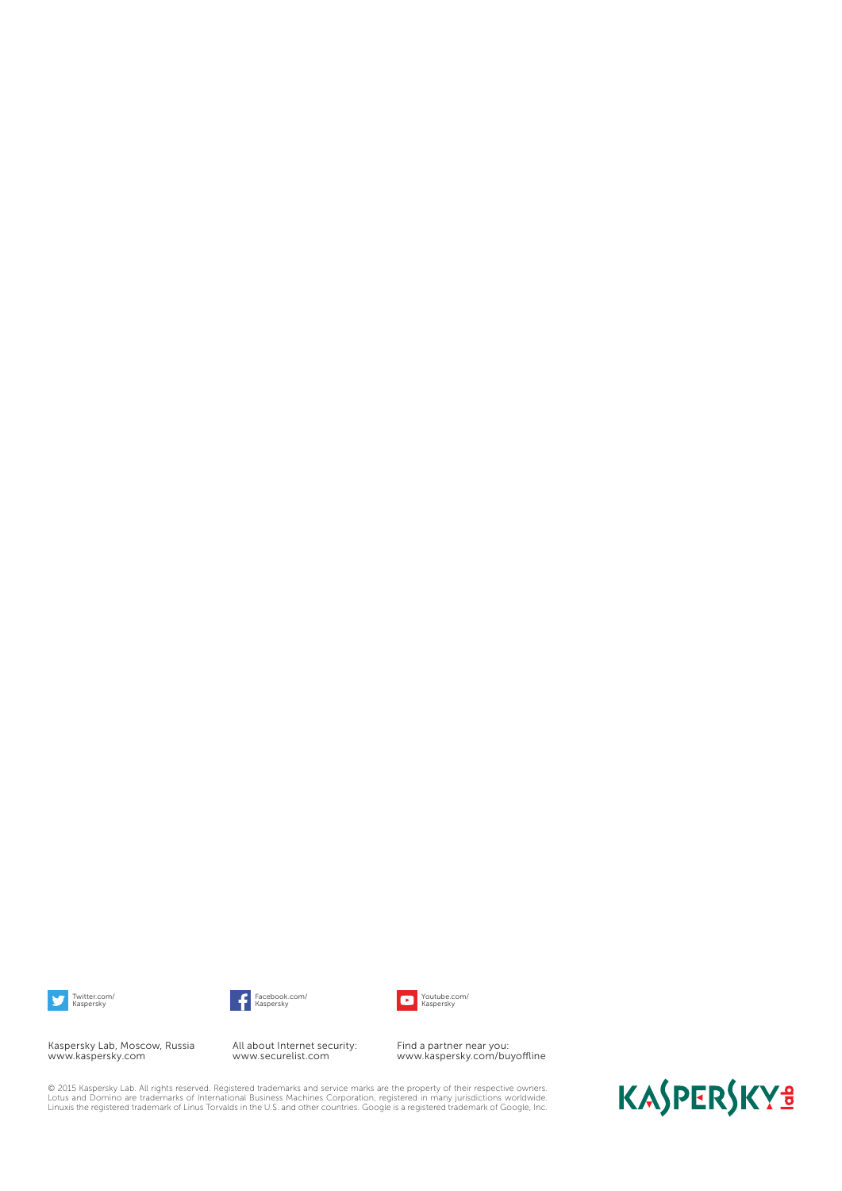Twitter.com/
Kaspersky

Facebook.com/
Kaspersky

Youtube.com/
Kaspersky

Kaspersky Lab, Moscow, Russia
www.kaspersky.com

All about Internet security:
www.securelist.com

Find a partner near you:
www.kaspersky.com/buyoffline

© 2015 Kaspersky Lab. All rights reserved. Registered trademarks and service marks are the property of their respective owners. Lotus and Domino are trademarks of International Business Machines Corporation, registered in many jurisdictions worldwide. Linuxis the registered trademark of Linus Torvalds in the U.S. and other countries. Google is a registered trademark of Google, Inc.